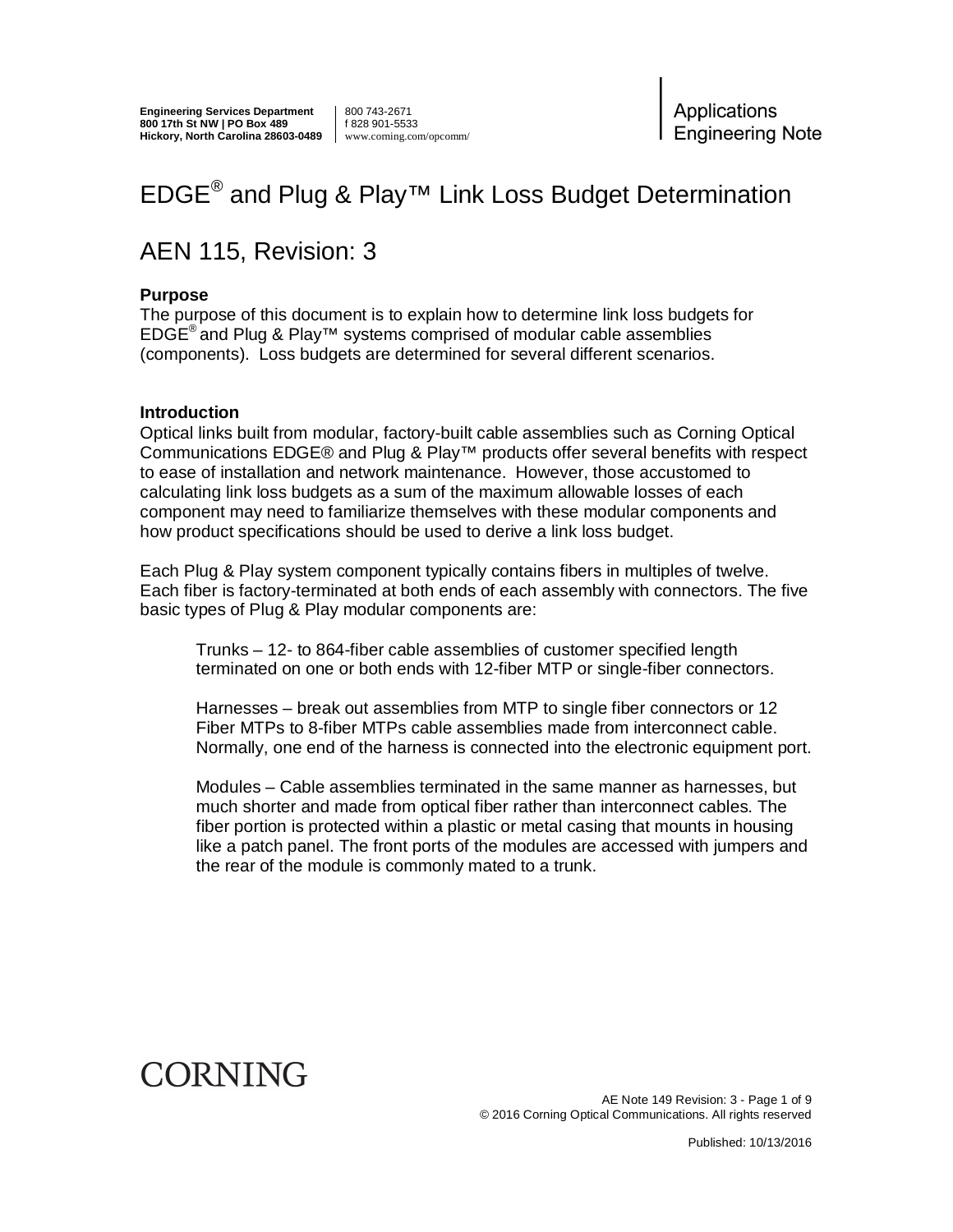Engineering Services Department
800 17th St NW | PO Box 489
Hickory, North Carolina 28603-0489

800 743-2671
f 828 901-5533
www.corning.com/opcomm/

Applications Engineering Note

# EDGE® and Plug & Play™ Link Loss Budget Determination

# AEN 115, Revision: 3

### Purpose

The purpose of this document is to explain how to determine link loss budgets for EDGE® and Plug & Play™ systems comprised of modular cable assemblies (components). Loss budgets are determined for several different scenarios.

### Introduction

Optical links built from modular, factory-built cable assemblies such as Corning Optical Communications EDGE® and Plug & Play™ products offer several benefits with respect to ease of installation and network maintenance. However, those accustomed to calculating link loss budgets as a sum of the maximum allowable losses of each component may need to familiarize themselves with these modular components and how product specifications should be used to derive a link loss budget.

Each Plug & Play system component typically contains fibers in multiples of twelve. Each fiber is factory-terminated at both ends of each assembly with connectors. The five basic types of Plug & Play modular components are:

> Trunks – 12- to 864-fiber cable assemblies of customer specified length terminated on one or both ends with 12-fiber MTP or single-fiber connectors.
>
> Harnesses – break out assemblies from MTP to single fiber connectors or 12 Fiber MTPs to 8-fiber MTPs cable assemblies made from interconnect cable. Normally, one end of the harness is connected into the electronic equipment port.
>
> Modules – Cable assemblies terminated in the same manner as harnesses, but much shorter and made from optical fiber rather than interconnect cables. The fiber portion is protected within a plastic or metal casing that mounts in housing like a patch panel. The front ports of the modules are accessed with jumpers and the rear of the module is commonly mated to a trunk.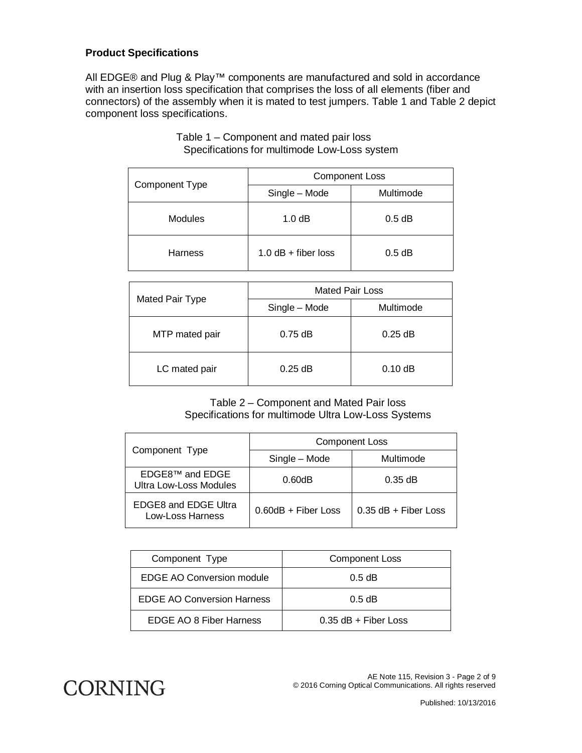**Product Specifications**

All EDGE® and Plug & Play™ components are manufactured and sold in accordance with an insertion loss specification that comprises the loss of all elements (fiber and connectors) of the assembly when it is mated to test jumpers. Table 1 and Table 2 depict component loss specifications.

Table 1 – Component and mated pair loss
Specifications for multimode Low-Loss system

| Component Type | Component Loss | |
|---|---|---|
| | Single – Mode | Multimode |
| Modules | 1.0 dB | 0.5 dB |
| Harness | 1.0 dB + fiber loss | 0.5 dB |

| Mated Pair Type | Mated Pair Loss | |
|---|---|---|
| | Single – Mode | Multimode |
| MTP mated pair | 0.75 dB | 0.25 dB |
| LC mated pair | 0.25 dB | 0.10 dB |

Table 2 – Component and Mated Pair loss
Specifications for multimode Ultra Low-Loss Systems

| Component Type | Component Loss | |
|---|---|---|
| | Single – Mode | Multimode |
| EDGE8™ and EDGE Ultra Low-Loss Modules | 0.60dB | 0.35 dB |
| EDGE8 and EDGE Ultra Low-Loss Harness | 0.60dB + Fiber Loss | 0.35 dB + Fiber Loss |

| Component Type | Component Loss |
|---|---|
| EDGE AO Conversion module | 0.5 dB |
| EDGE AO Conversion Harness | 0.5 dB |
| EDGE AO 8 Fiber Harness | 0.35 dB + Fiber Loss |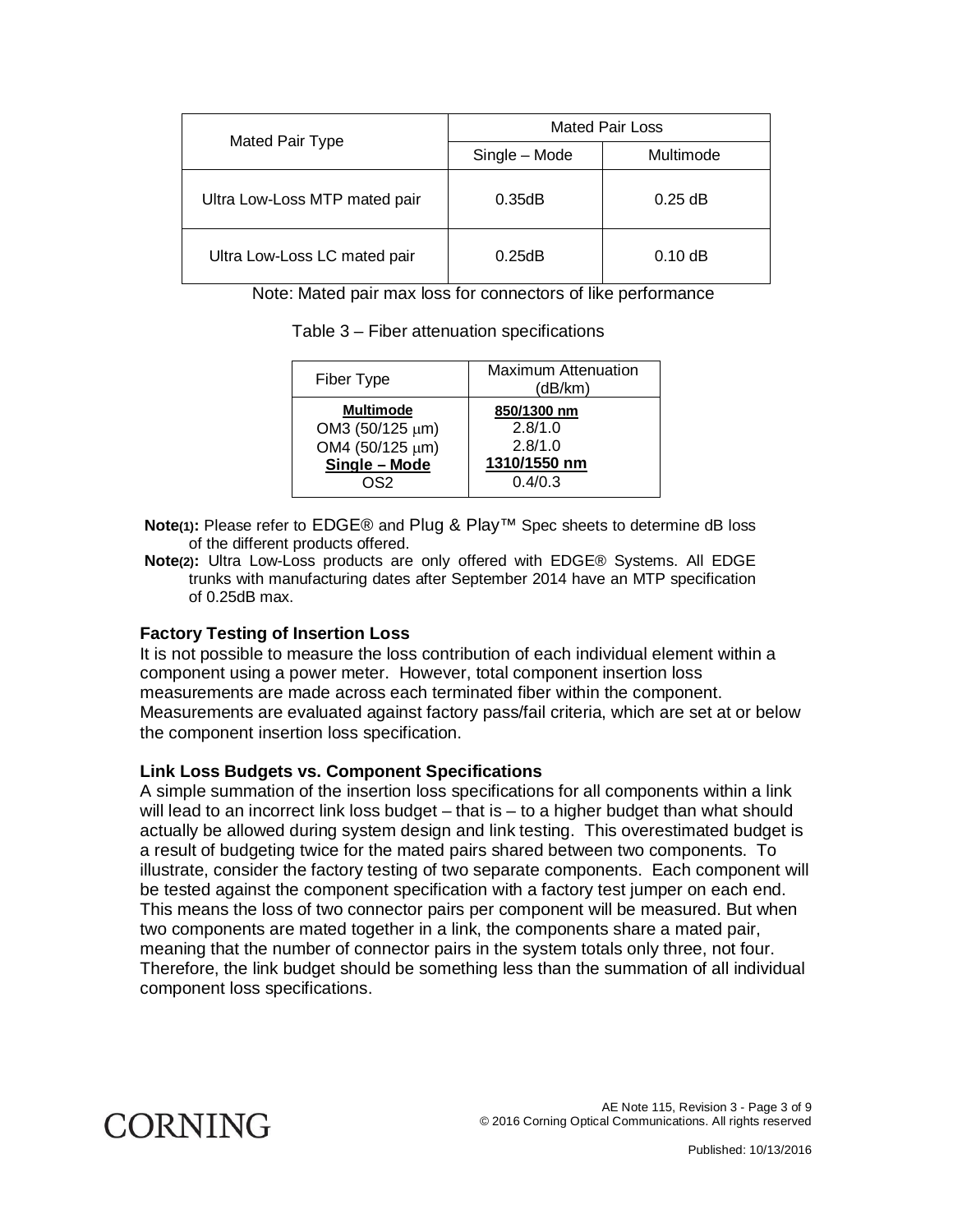| Mated Pair Type | Mated Pair Loss | |
|---|---|---|
| | Single – Mode | Multimode |
| Ultra Low-Loss MTP mated pair | 0.35dB | 0.25 dB |
| Ultra Low-Loss LC mated pair | 0.25dB | 0.10 dB |

Note: Mated pair max loss for connectors of like performance

Table 3 – Fiber attenuation specifications

| Fiber Type | Maximum Attenuation (dB/km) |
|---|---|
| **Multimode** | **850/1300 nm** |
| OM3 (50/125 μm) | 2.8/1.0 |
| OM4 (50/125 μm) | 2.8/1.0 |
| **Single – Mode** | **1310/1550 nm** |
| OS2 | 0.4/0.3 |

**Note(1):** Please refer to EDGE® and Plug & Play™ Spec sheets to determine dB loss of the different products offered.

**Note(2):** Ultra Low-Loss products are only offered with EDGE® Systems. All EDGE trunks with manufacturing dates after September 2014 have an MTP specification of 0.25dB max.

### Factory Testing of Insertion Loss

It is not possible to measure the loss contribution of each individual element within a component using a power meter. However, total component insertion loss measurements are made across each terminated fiber within the component. Measurements are evaluated against factory pass/fail criteria, which are set at or below the component insertion loss specification.

### Link Loss Budgets vs. Component Specifications

A simple summation of the insertion loss specifications for all components within a link will lead to an incorrect link loss budget – that is – to a higher budget than what should actually be allowed during system design and link testing. This overestimated budget is a result of budgeting twice for the mated pairs shared between two components. To illustrate, consider the factory testing of two separate components. Each component will be tested against the component specification with a factory test jumper on each end. This means the loss of two connector pairs per component will be measured. But when two components are mated together in a link, the components share a mated pair, meaning that the number of connector pairs in the system totals only three, not four. Therefore, the link budget should be something less than the summation of all individual component loss specifications.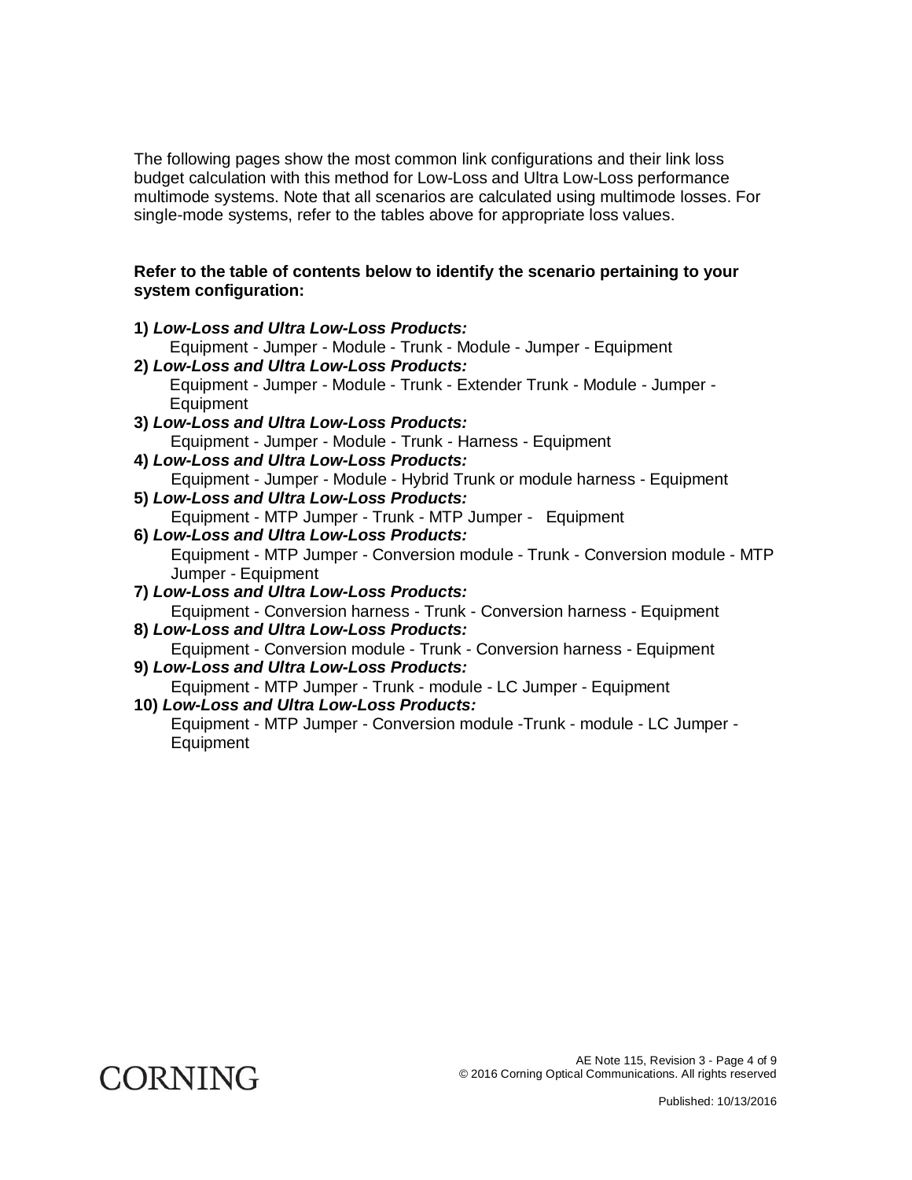The following pages show the most common link configurations and their link loss budget calculation with this method for Low-Loss and Ultra Low-Loss performance multimode systems. Note that all scenarios are calculated using multimode losses. For single-mode systems, refer to the tables above for appropriate loss values.

**Refer to the table of contents below to identify the scenario pertaining to your system configuration:**

1) ***Low-Loss and Ultra Low-Loss Products:***
   Equipment - Jumper - Module - Trunk - Module - Jumper - Equipment
2) ***Low-Loss and Ultra Low-Loss Products:***
   Equipment - Jumper - Module - Trunk - Extender Trunk - Module - Jumper - Equipment
3) ***Low-Loss and Ultra Low-Loss Products:***
   Equipment - Jumper - Module - Trunk - Harness - Equipment
4) ***Low-Loss and Ultra Low-Loss Products:***
   Equipment - Jumper - Module - Hybrid Trunk or module harness - Equipment
5) ***Low-Loss and Ultra Low-Loss Products:***
   Equipment - MTP Jumper - Trunk - MTP Jumper - Equipment
6) ***Low-Loss and Ultra Low-Loss Products:***
   Equipment - MTP Jumper - Conversion module - Trunk - Conversion module - MTP Jumper - Equipment
7) ***Low-Loss and Ultra Low-Loss Products:***
   Equipment - Conversion harness - Trunk - Conversion harness - Equipment
8) ***Low-Loss and Ultra Low-Loss Products:***
   Equipment - Conversion module - Trunk - Conversion harness - Equipment
9) ***Low-Loss and Ultra Low-Loss Products:***
   Equipment - MTP Jumper - Trunk - module - LC Jumper - Equipment
10) ***Low-Loss and Ultra Low-Loss Products:***
   Equipment - MTP Jumper - Conversion module -Trunk - module - LC Jumper - Equipment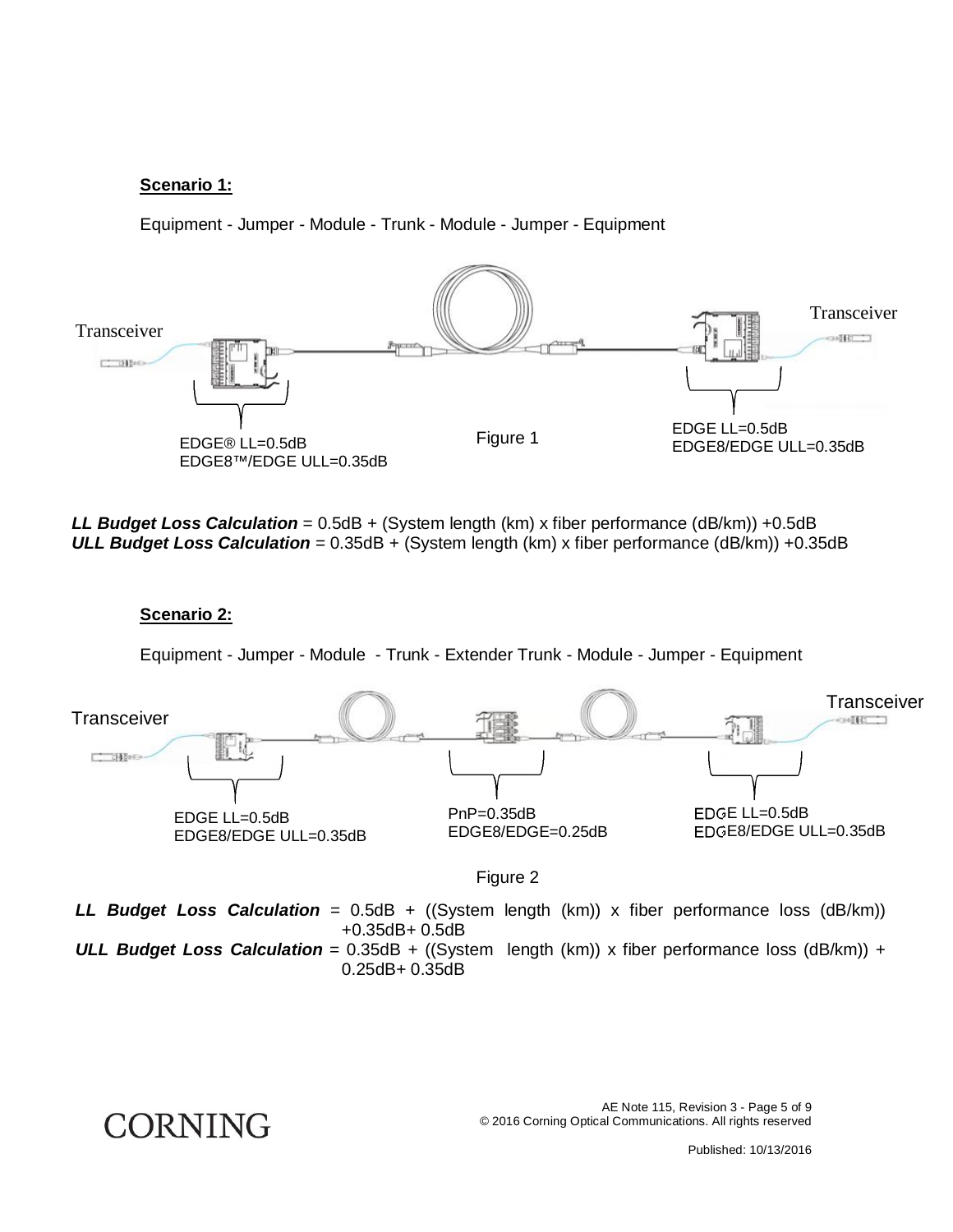**Scenario 1:**

Equipment - Jumper - Module - Trunk - Module - Jumper - Equipment

Transceiver

EDGE® LL=0.5dB
EDGE8™/EDGE ULL=0.35dB

Figure 1

EDGE LL=0.5dB
EDGE8/EDGE ULL=0.35dB

Transceiver

***LL Budget Loss Calculation*** = 0.5dB + (System length (km) x fiber performance (dB/km)) +0.5dB
***ULL Budget Loss Calculation*** = 0.35dB + (System length (km) x fiber performance (dB/km)) +0.35dB

**Scenario 2:**

Equipment - Jumper - Module - Trunk - Extender Trunk - Module - Jumper - Equipment

Transceiver

EDGE LL=0.5dB
EDGE8/EDGE ULL=0.35dB

PnP=0.35dB
EDGE8/EDGE=0.25dB

EDGE LL=0.5dB
EDGE8/EDGE ULL=0.35dB

Transceiver

Figure 2

***LL Budget Loss Calculation*** = 0.5dB + ((System length (km)) x fiber performance loss (dB/km)) +0.35dB+ 0.5dB
***ULL Budget Loss Calculation*** = 0.35dB + ((System length (km)) x fiber performance loss (dB/km)) + 0.25dB+ 0.35dB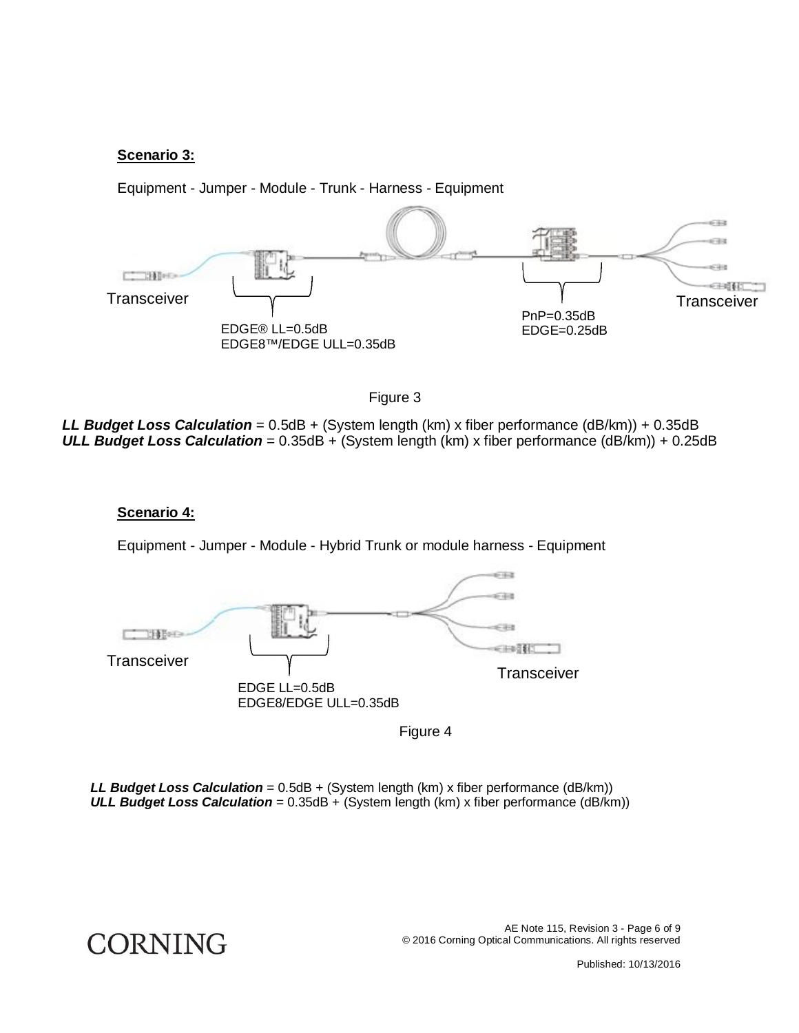**Scenario 3:**

Equipment - Jumper - Module - Trunk - Harness - Equipment

Transceiver

EDGE® LL=0.5dB
EDGE8™/EDGE ULL=0.35dB

PnP=0.35dB
EDGE=0.25dB

Transceiver

Figure 3

***LL Budget Loss Calculation*** = 0.5dB + (System length (km) x fiber performance (dB/km)) + 0.35dB
***ULL Budget Loss Calculation*** = 0.35dB + (System length (km) x fiber performance (dB/km)) + 0.25dB

**Scenario 4:**

Equipment - Jumper - Module - Hybrid Trunk or module harness - Equipment

Transceiver

EDGE LL=0.5dB
EDGE8/EDGE ULL=0.35dB

Transceiver

Figure 4

***LL Budget Loss Calculation*** = 0.5dB + (System length (km) x fiber performance (dB/km))
***ULL Budget Loss Calculation*** = 0.35dB + (System length (km) x fiber performance (dB/km))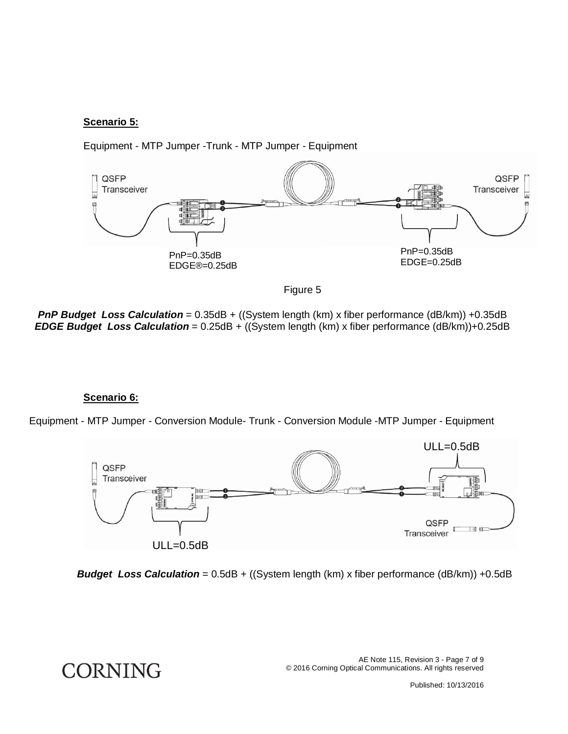**Scenario 5:**

Equipment - MTP Jumper -Trunk - MTP Jumper - Equipment

QSFP Transceiver

QSFP Transceiver

PnP=0.35dB
EDGE®=0.25dB

PnP=0.35dB
EDGE=0.25dB

Figure 5

***PnP Budget Loss Calculation*** = 0.35dB + ((System length (km) x fiber performance (dB/km)) +0.35dB
***EDGE Budget Loss Calculation*** = 0.25dB + ((System length (km) x fiber performance (dB/km))+0.25dB

**Scenario 6:**

Equipment - MTP Jumper - Conversion Module- Trunk - Conversion Module -MTP Jumper - Equipment

ULL=0.5dB

QSFP Transceiver

QSFP Transceiver

ULL=0.5dB

***Budget Loss Calculation*** = 0.5dB + ((System length (km) x fiber performance (dB/km)) +0.5dB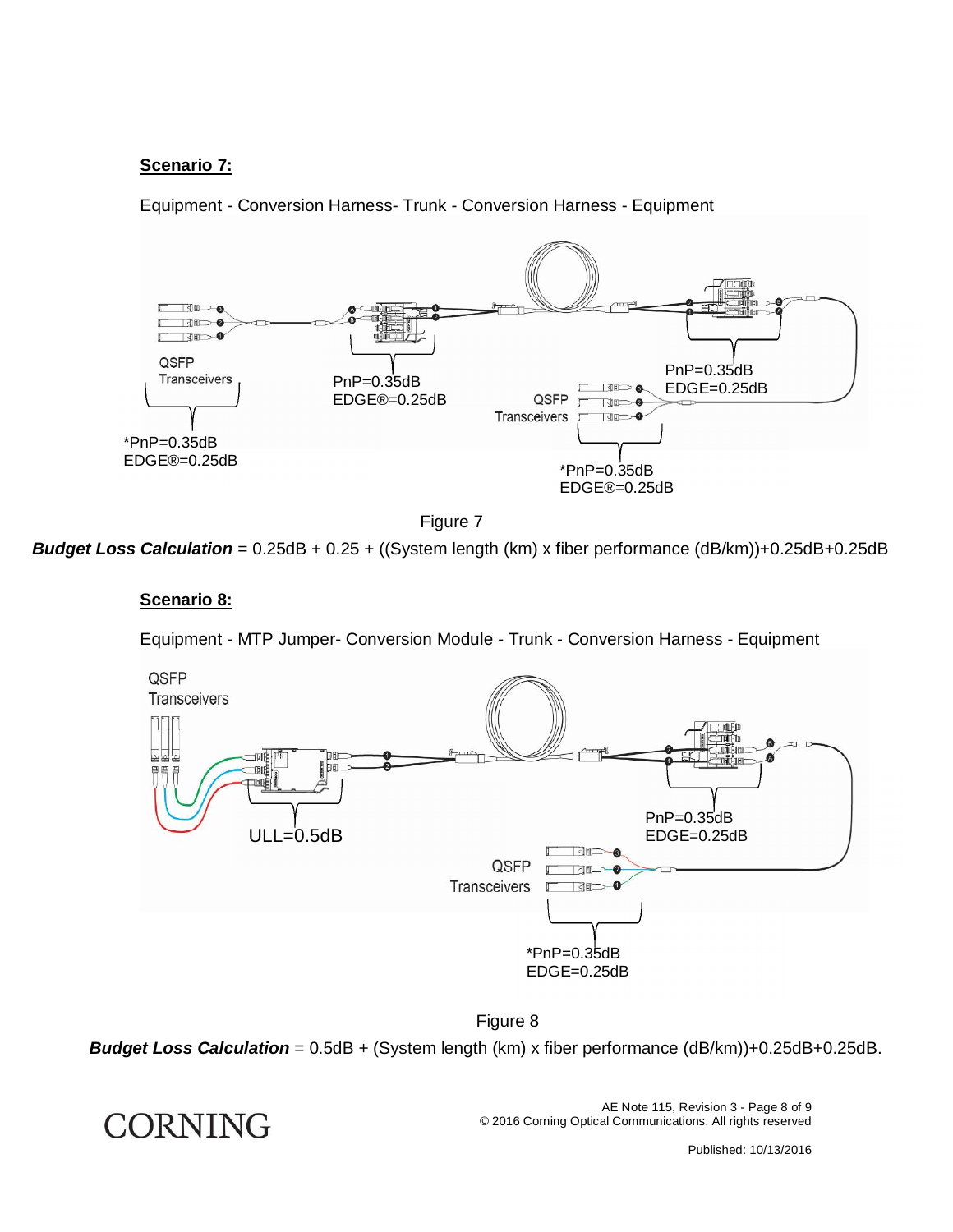**Scenario 7:**

Equipment - Conversion Harness- Trunk - Conversion Harness - Equipment

Figure 7

***Budget Loss Calculation*** = 0.25dB + 0.25 + ((System length (km) x fiber performance (dB/km))+0.25dB+0.25dB

**Scenario 8:**

Equipment - MTP Jumper- Conversion Module - Trunk - Conversion Harness - Equipment

Figure 8

***Budget Loss Calculation*** = 0.5dB + (System length (km) x fiber performance (dB/km))+0.25dB+0.25dB.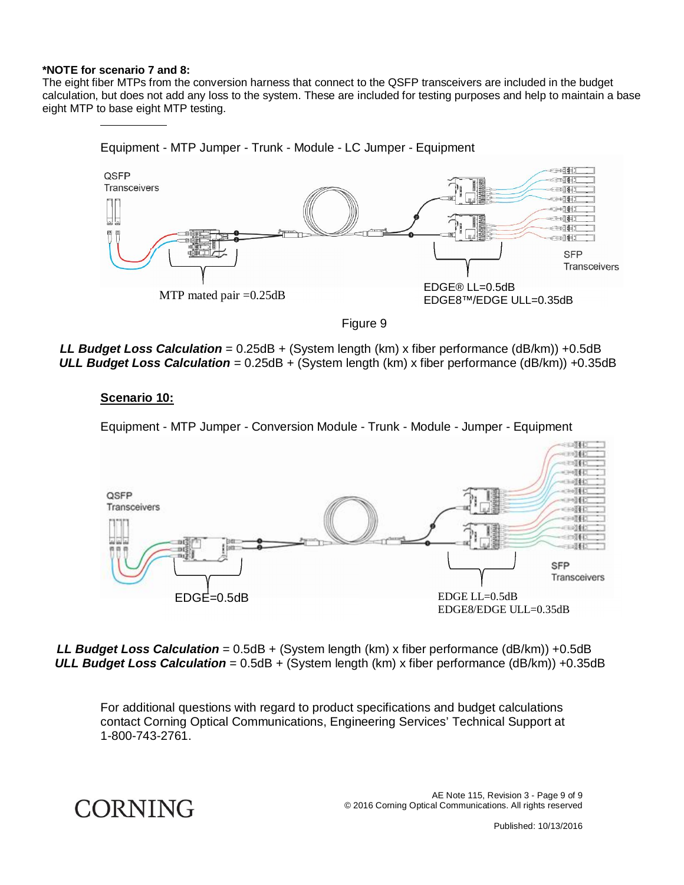**\*NOTE for scenario 7 and 8:**
The eight fiber MTPs from the conversion harness that connect to the QSFP transceivers are included in the budget calculation, but does not add any loss to the system. These are included for testing purposes and help to maintain a base eight MTP to base eight MTP testing.

Equipment - MTP Jumper - Trunk - Module - LC Jumper - Equipment

QSFP Transceivers

SFP Transceivers

MTP mated pair =0.25dB

EDGE® LL=0.5dB
EDGE8™/EDGE ULL=0.35dB

Figure 9

***LL Budget Loss Calculation*** = 0.25dB + (System length (km) x fiber performance (dB/km)) +0.5dB
***ULL Budget Loss Calculation*** = 0.25dB + (System length (km) x fiber performance (dB/km)) +0.35dB

**Scenario 10:**

Equipment - MTP Jumper - Conversion Module - Trunk - Module - Jumper - Equipment

QSFP Transceivers

SFP Transceivers

EDGE=0.5dB

EDGE LL=0.5dB
EDGE8/EDGE ULL=0.35dB

***LL Budget Loss Calculation*** = 0.5dB + (System length (km) x fiber performance (dB/km)) +0.5dB
***ULL Budget Loss Calculation*** = 0.5dB + (System length (km) x fiber performance (dB/km)) +0.35dB

For additional questions with regard to product specifications and budget calculations contact Corning Optical Communications, Engineering Services' Technical Support at 1-800-743-2761.

CORNING

© 2016 Corning Optical Communications. All rights reserved

Published: 10/13/2016